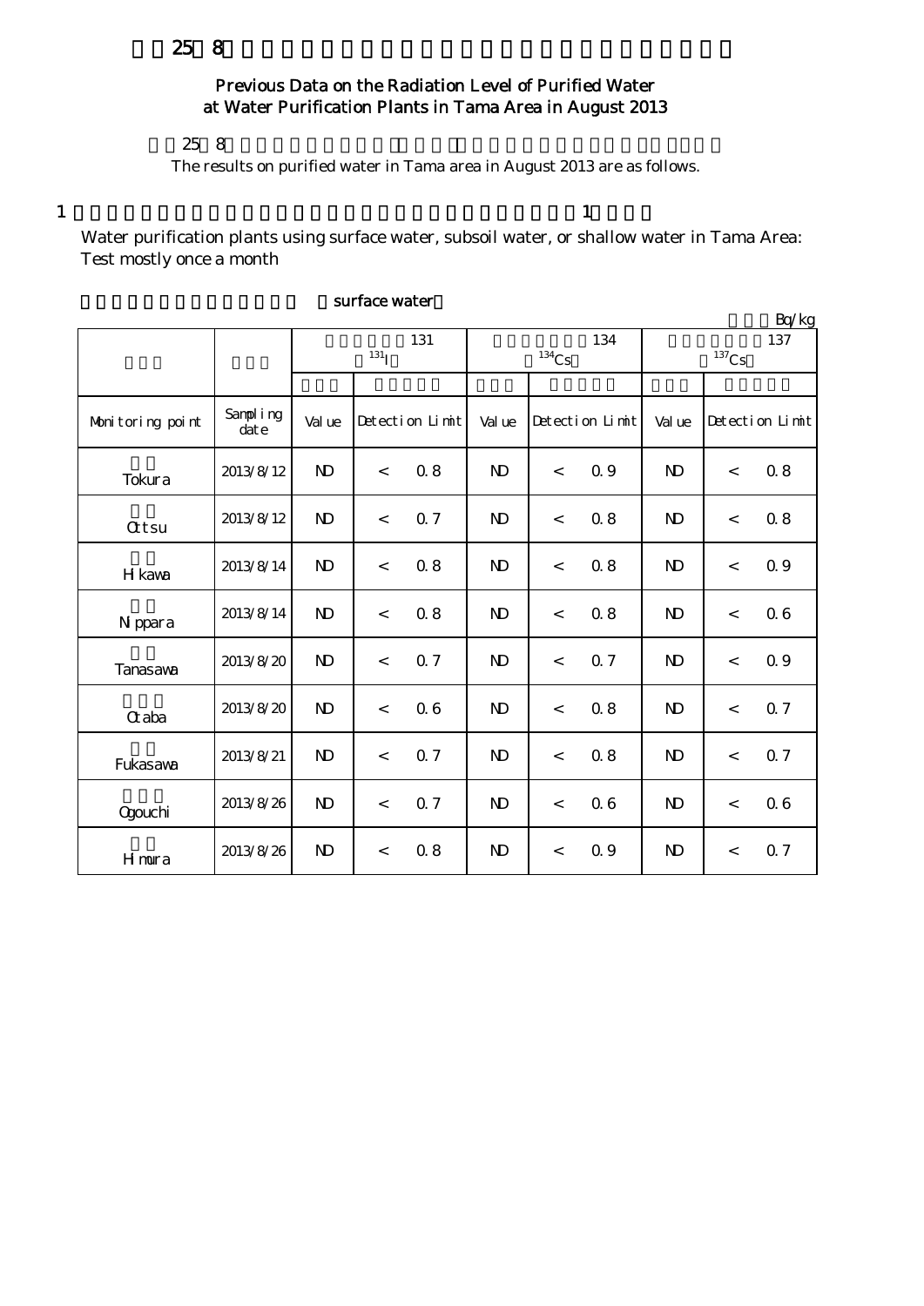25 8

## Previous Data on the Radiation Level of Purified Water at Water Purification Plants in Tama Area in August 2013

25 8

The results on purified water in Tama area in August 2013 are as follows.

1 1

Water purification plants using surface water, subsoil water, or shallow water in Tama Area: Test mostly once a month

surface water

Bq/kg

| | | 131 $^{131}I$ | | | 134 $^{134}Cs$ | | | 137 $^{137}Cs$ | | |
|---|---|---|---|---|---|---|---|---|---|---|
| Monitoring point | Sampling date | Value | Detection Limit | | Value | Detection Limit | | Value | Detection Limit | |
| Tokura | 2013/8/12 | ND | < | 0.8 | ND | < | 0.9 | ND | < | 0.8 |
| Ottsu | 2013/8/12 | ND | < | 0.7 | ND | < | 0.8 | ND | < | 0.8 |
| Hikawa | 2013/8/14 | ND | < | 0.8 | ND | < | 0.8 | ND | < | 0.9 |
| Nippara | 2013/8/14 | ND | < | 0.8 | ND | < | 0.8 | ND | < | 0.6 |
| Tanasawa | 2013/8/20 | ND | < | 0.7 | ND | < | 0.7 | ND | < | 0.9 |
| Otaba | 2013/8/20 | ND | < | 0.6 | ND | < | 0.8 | ND | < | 0.7 |
| Fukasawa | 2013/8/21 | ND | < | 0.7 | ND | < | 0.8 | ND | < | 0.7 |
| Ogouchi | 2013/8/26 | ND | < | 0.7 | ND | < | 0.6 | ND | < | 0.6 |
| Himura | 2013/8/26 | ND | < | 0.8 | ND | < | 0.9 | ND | < | 0.7 |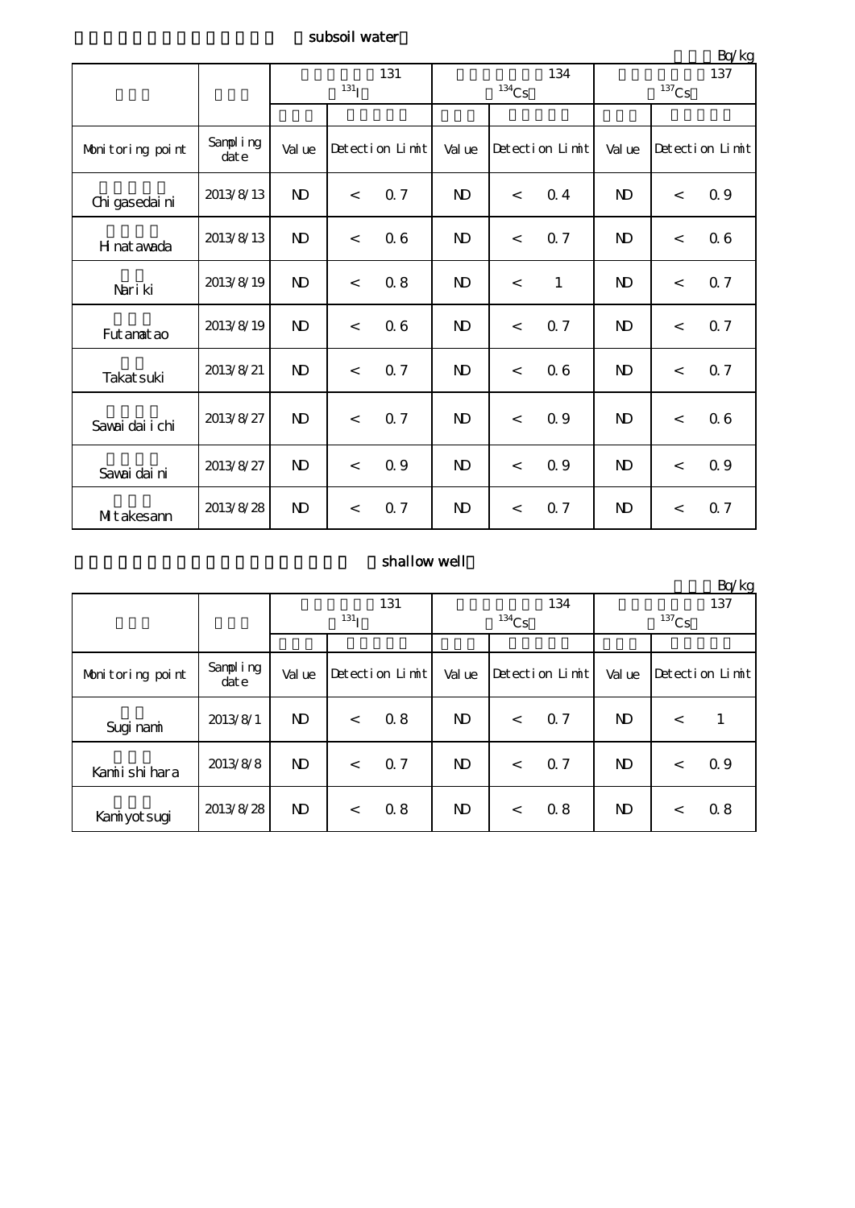subsoil water

Bq/kg

| | | 131 $^{131}I$ | | | 134 $^{134}Cs$ | | | 137 $^{137}Cs$ | | |
|---|---|---|---|---|---|---|---|---|---|---|
| Monitoring point | Sampling date | Value | Detection Limit | | Value | Detection Limit | | Value | Detection Limit | |
| Chigasedaini | 2013/8/13 | ND | < | 0.7 | ND | < | 0.4 | ND | < | 0.9 |
| Hinatawada | 2013/8/13 | ND | < | 0.6 | ND | < | 0.7 | ND | < | 0.6 |
| Nariki | 2013/8/19 | ND | < | 0.8 | ND | < | 1 | ND | < | 0.7 |
| Futamatao | 2013/8/19 | ND | < | 0.6 | ND | < | 0.7 | ND | < | 0.7 |
| Takatsuki | 2013/8/21 | ND | < | 0.7 | ND | < | 0.6 | ND | < | 0.7 |
| Sawaidaiichi | 2013/8/27 | ND | < | 0.7 | ND | < | 0.9 | ND | < | 0.6 |
| Sawaidaini | 2013/8/27 | ND | < | 0.9 | ND | < | 0.9 | ND | < | 0.9 |
| Mitakesann | 2013/8/28 | ND | < | 0.7 | ND | < | 0.7 | ND | < | 0.7 |

shallow well

Bq/kg

| | | 131 $^{131}I$ | | | 134 $^{134}Cs$ | | | 137 $^{137}Cs$ | | |
|---|---|---|---|---|---|---|---|---|---|---|
| Monitoring point | Sampling date | Value | Detection Limit | | Value | Detection Limit | | Value | Detection Limit | |
| Suginami | 2013/8/1 | ND | < | 0.8 | ND | < | 0.7 | ND | < | 1 |
| Kamiishihara | 2013/8/8 | ND | < | 0.7 | ND | < | 0.7 | ND | < | 0.9 |
| Kamiyotsugi | 2013/8/28 | ND | < | 0.8 | ND | < | 0.8 | ND | < | 0.8 |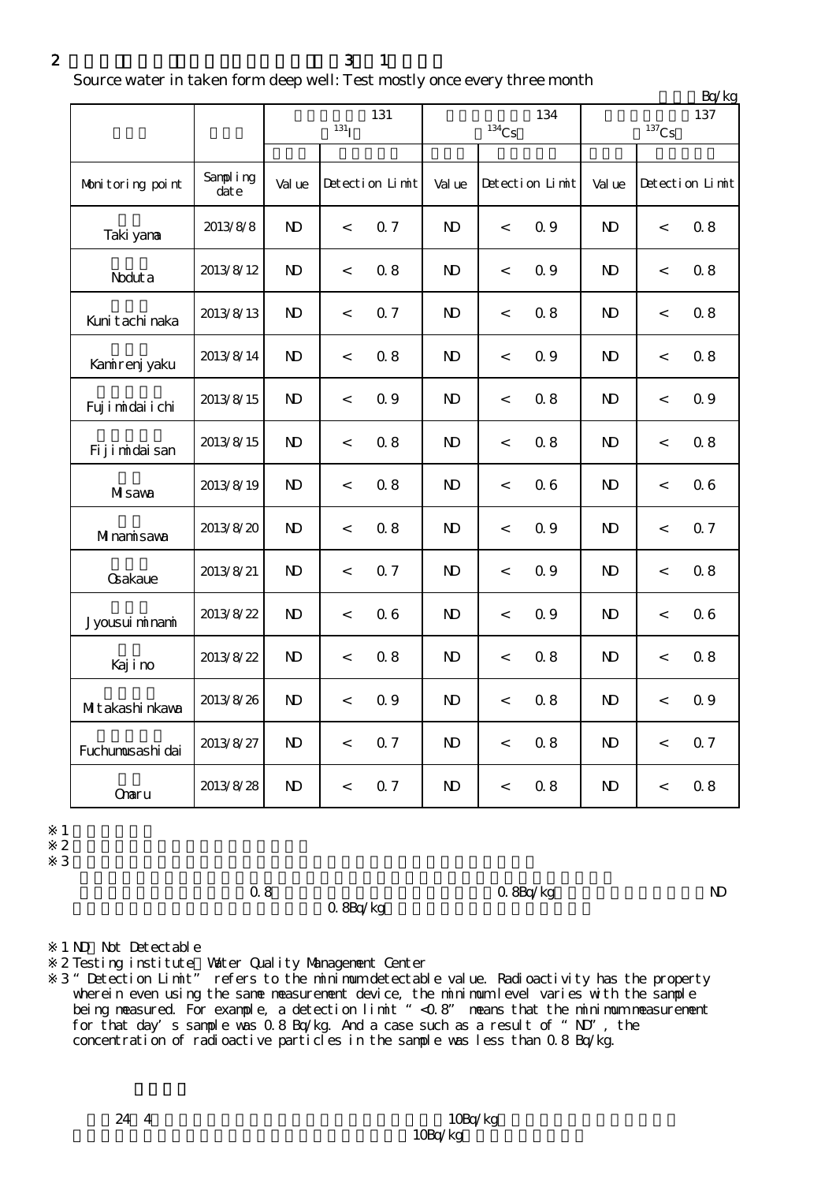2　　　　　　　　　　　　　　　3　1

Source water in taken form deep well: Test mostly once every three month

Bq/kg

| | | 131 $^{131}$I | | | 134 $^{134}$Cs | | | 137 $^{137}$Cs | | |
|---|---|---|---|---|---|---|---|---|---|---|
| Monitoring point | Sampling date | Value | Detection Limit | | Value | Detection Limit | | Value | Detection Limit | |
| Takiyama | 2013/8/8 | ND | < | 0.7 | ND | < | 0.9 | ND | < | 0.8 |
| Noduta | 2013/8/12 | ND | < | 0.8 | ND | < | 0.9 | ND | < | 0.8 |
| Kunitachinaka | 2013/8/13 | ND | < | 0.7 | ND | < | 0.8 | ND | < | 0.8 |
| Kamirenjyaku | 2013/8/14 | ND | < | 0.8 | ND | < | 0.9 | ND | < | 0.8 |
| Fujimidaiichi | 2013/8/15 | ND | < | 0.9 | ND | < | 0.8 | ND | < | 0.9 |
| Fijimidaisan | 2013/8/15 | ND | < | 0.8 | ND | < | 0.8 | ND | < | 0.8 |
| Misawa | 2013/8/19 | ND | < | 0.8 | ND | < | 0.6 | ND | < | 0.6 |
| Minamisawa | 2013/8/20 | ND | < | 0.8 | ND | < | 0.9 | ND | < | 0.7 |
| Osakaue | 2013/8/21 | ND | < | 0.7 | ND | < | 0.9 | ND | < | 0.8 |
| Jyousuiminami | 2013/8/22 | ND | < | 0.6 | ND | < | 0.9 | ND | < | 0.6 |
| Kajino | 2013/8/22 | ND | < | 0.8 | ND | < | 0.8 | ND | < | 0.8 |
| Mitakashinkawa | 2013/8/26 | ND | < | 0.9 | ND | < | 0.8 | ND | < | 0.9 |
| Fuchumusashidai | 2013/8/27 | ND | < | 0.7 | ND | < | 0.8 | ND | < | 0.7 |
| Omaru | 2013/8/28 | ND | < | 0.7 | ND | < | 0.8 | ND | < | 0.8 |

※1

※2

※3

0.8　　　　0.8Bq/kg　　　　ND

0.8Bq/kg

※1 ND: Not Detectable

※2 Testing institute: Water Quality Management Center

※3 "Detection Limit" refers to the minimum detectable value. Radioactivity has the property wherein even using the same measurement device, the minimum level varies with the sample being measured. For example, a detection limit "<0.8" means that the minimum measurement for that day's sample was 0.8 Bq/kg. And a case such as a result of "ND", the concentration of radioactive particles in the sample was less than 0.8 Bq/kg.

24　4　　　　10Bq/kg

10Bq/kg